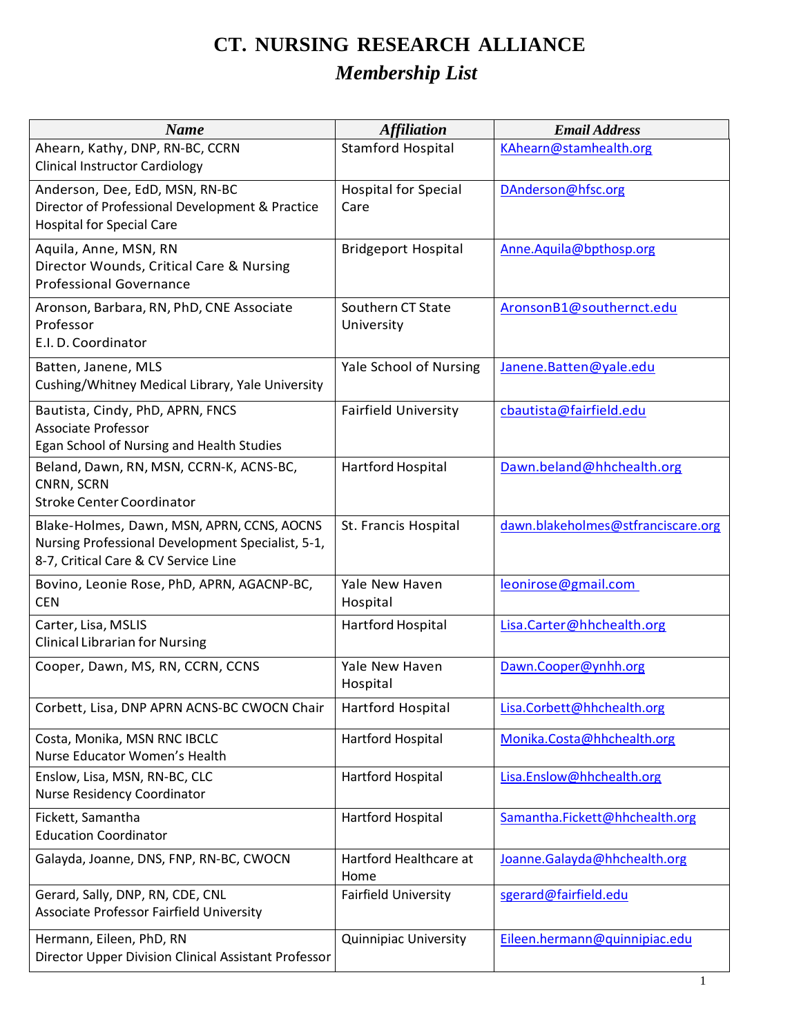# CT. NURSING RESEARCH ALLIANCE

## *Membership List*

| *Name* | *Affiliation* | *Email Address* |
|---|---|---|
| Ahearn, Kathy, DNP, RN-BC, CCRN<br>Clinical Instructor Cardiology | Stamford Hospital | KAhearn@stamhealth.org |
| Anderson, Dee, EdD, MSN, RN-BC<br>Director of Professional Development & Practice<br>Hospital for Special Care | Hospital for Special Care | DAnderson@hfsc.org |
| Aquila, Anne, MSN, RN<br>Director Wounds, Critical Care & Nursing Professional Governance | Bridgeport Hospital | Anne.Aquila@bpthosp.org |
| Aronson, Barbara, RN, PhD, CNE Associate Professor<br>E.I. D. Coordinator | Southern CT State University | AronsonB1@southernct.edu |
| Batten, Janene, MLS<br>Cushing/Whitney Medical Library, Yale University | Yale School of Nursing | Janene.Batten@yale.edu |
| Bautista, Cindy, PhD, APRN, FNCS<br>Associate Professor<br>Egan School of Nursing and Health Studies | Fairfield University | cbautista@fairfield.edu |
| Beland, Dawn, RN, MSN, CCRN-K, ACNS-BC, CNRN, SCRN<br>Stroke Center Coordinator | Hartford Hospital | Dawn.beland@hhchealth.org |
| Blake-Holmes, Dawn, MSN, APRN, CCNS, AOCNS<br>Nursing Professional Development Specialist, 5-1, 8-7, Critical Care & CV Service Line | St. Francis Hospital | dawn.blakeholmes@stfranciscare.org |
| Bovino, Leonie Rose, PhD, APRN, AGACNP-BC, CEN | Yale New Haven Hospital | leonirose@gmail.com |
| Carter, Lisa, MSLIS<br>Clinical Librarian for Nursing | Hartford Hospital | Lisa.Carter@hhchealth.org |
| Cooper, Dawn, MS, RN, CCRN, CCNS | Yale New Haven Hospital | Dawn.Cooper@ynhh.org |
| Corbett, Lisa, DNP APRN ACNS-BC CWOCN Chair | Hartford Hospital | Lisa.Corbett@hhchealth.org |
| Costa, Monika, MSN RNC IBCLC<br>Nurse Educator Women's Health | Hartford Hospital | Monika.Costa@hhchealth.org |
| Enslow, Lisa, MSN, RN-BC, CLC<br>Nurse Residency Coordinator | Hartford Hospital | Lisa.Enslow@hhchealth.org |
| Fickett, Samantha<br>Education Coordinator | Hartford Hospital | Samantha.Fickett@hhchealth.org |
| Galayda, Joanne, DNS, FNP, RN-BC, CWOCN | Hartford Healthcare at Home | Joanne.Galayda@hhchealth.org |
| Gerard, Sally, DNP, RN, CDE, CNL<br>Associate Professor Fairfield University | Fairfield University | sgerard@fairfield.edu |
| Hermann, Eileen, PhD, RN<br>Director Upper Division Clinical Assistant Professor | Quinnipiac University | Eileen.hermann@quinnipiac.edu |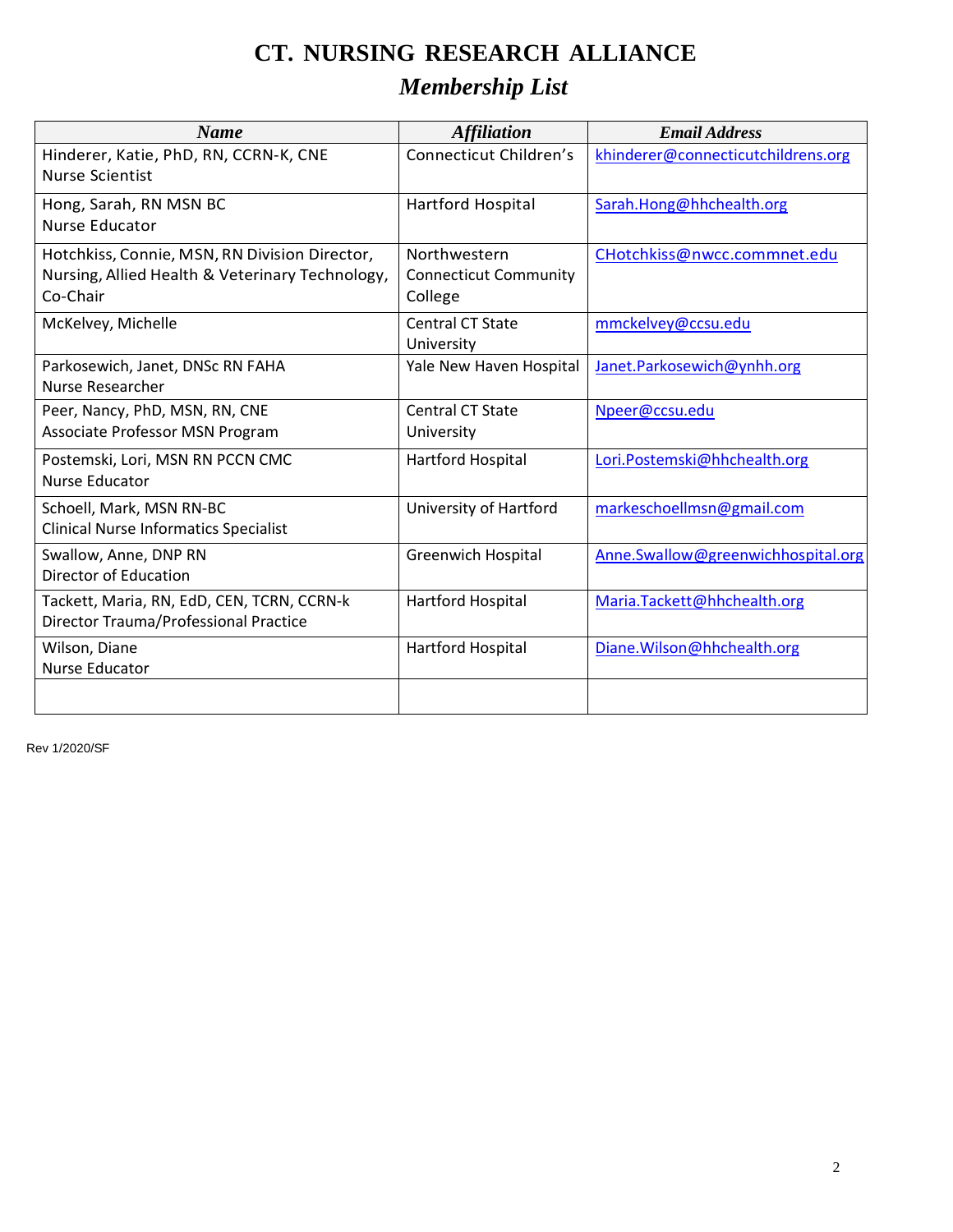# CT. NURSING RESEARCH ALLIANCE

## *Membership List*

| *Name* | *Affiliation* | *Email Address* |
|---|---|---|
| Hinderer, Katie, PhD, RN, CCRN-K, CNE<br>Nurse Scientist | Connecticut Children's | khinderer@connecticutchildrens.org |
| Hong, Sarah, RN MSN BC<br>Nurse Educator | Hartford Hospital | Sarah.Hong@hhchealth.org |
| Hotchkiss, Connie, MSN, RN Division Director, Nursing, Allied Health & Veterinary Technology, Co-Chair | Northwestern Connecticut Community College | CHotchkiss@nwcc.commnet.edu |
| McKelvey, Michelle | Central CT State University | mmckelvey@ccsu.edu |
| Parkosewich, Janet, DNSc RN FAHA<br>Nurse Researcher | Yale New Haven Hospital | Janet.Parkosewich@ynhh.org |
| Peer, Nancy, PhD, MSN, RN, CNE<br>Associate Professor MSN Program | Central CT State University | Npeer@ccsu.edu |
| Postemski, Lori, MSN RN PCCN CMC<br>Nurse Educator | Hartford Hospital | Lori.Postemski@hhchealth.org |
| Schoell, Mark, MSN RN-BC<br>Clinical Nurse Informatics Specialist | University of Hartford | markeschoellmsn@gmail.com |
| Swallow, Anne, DNP RN<br>Director of Education | Greenwich Hospital | Anne.Swallow@greenwichhospital.org |
| Tackett, Maria, RN, EdD, CEN, TCRN, CCRN-k<br>Director Trauma/Professional Practice | Hartford Hospital | Maria.Tackett@hhchealth.org |
| Wilson, Diane<br>Nurse Educator | Hartford Hospital | Diane.Wilson@hhchealth.org |
| | | |

Rev 1/2020/SF